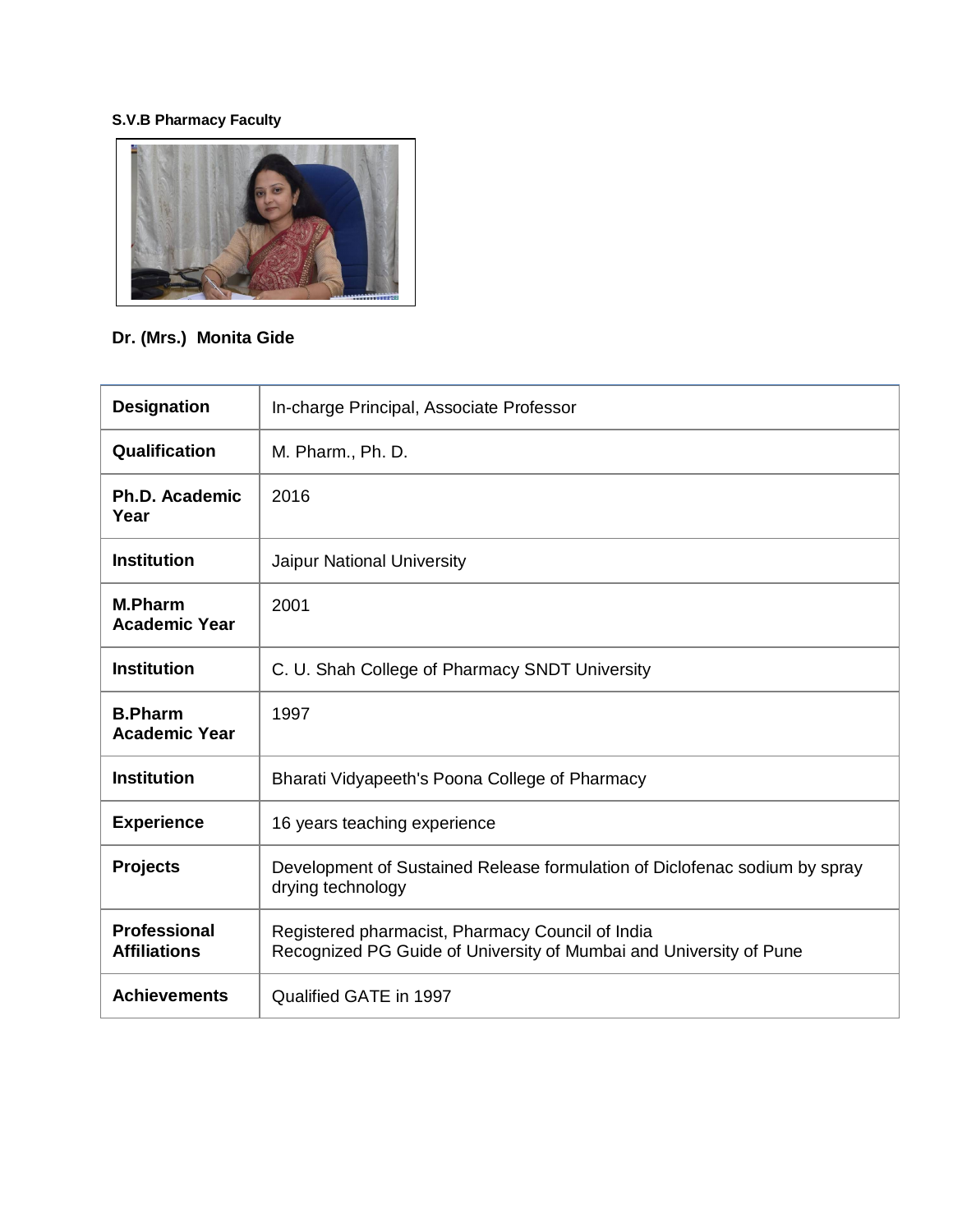**S.V.B Pharmacy Faculty**

**Dr. (Mrs.) Monita Gide**

| | |
|---|---|
| **Designation** | In-charge Principal, Associate Professor |
| **Qualification** | M. Pharm., Ph. D. |
| **Ph.D. Academic Year** | 2016 |
| **Institution** | Jaipur National University |
| **M.Pharm Academic Year** | 2001 |
| **Institution** | C. U. Shah College of Pharmacy SNDT University |
| **B.Pharm Academic Year** | 1997 |
| **Institution** | Bharati Vidyapeeth's Poona College of Pharmacy |
| **Experience** | 16 years teaching experience |
| **Projects** | Development of Sustained Release formulation of Diclofenac sodium by spray drying technology |
| **Professional Affiliations** | Registered pharmacist, Pharmacy Council of India<br>Recognized PG Guide of University of Mumbai and University of Pune |
| **Achievements** | Qualified GATE in 1997 |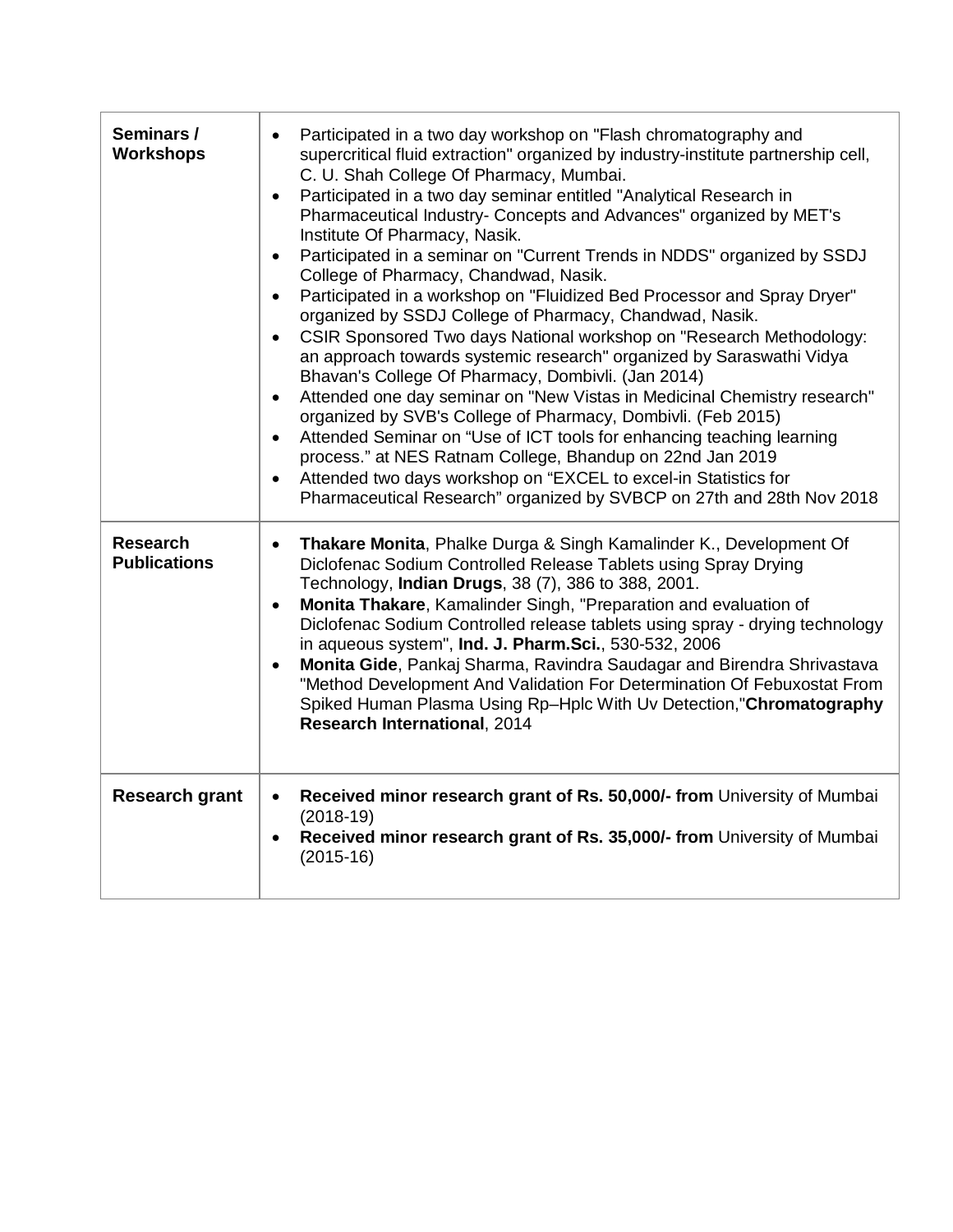| | |
|---|---|
| **Seminars / Workshops** | • Participated in a two day workshop on "Flash chromatography and supercritical fluid extraction" organized by industry-institute partnership cell, C. U. Shah College Of Pharmacy, Mumbai.<br>• Participated in a two day seminar entitled "Analytical Research in Pharmaceutical Industry- Concepts and Advances" organized by MET's Institute Of Pharmacy, Nasik.<br>• Participated in a seminar on "Current Trends in NDDS" organized by SSDJ College of Pharmacy, Chandwad, Nasik.<br>• Participated in a workshop on "Fluidized Bed Processor and Spray Dryer" organized by SSDJ College of Pharmacy, Chandwad, Nasik.<br>• CSIR Sponsored Two days National workshop on "Research Methodology: an approach towards systemic research" organized by Saraswathi Vidya Bhavan's College Of Pharmacy, Dombivli. (Jan 2014)<br>• Attended one day seminar on "New Vistas in Medicinal Chemistry research" organized by SVB's College of Pharmacy, Dombivli. (Feb 2015)<br>• Attended Seminar on "Use of ICT tools for enhancing teaching learning process." at NES Ratnam College, Bhandup on 22nd Jan 2019<br>• Attended two days workshop on "EXCEL to excel-in Statistics for Pharmaceutical Research" organized by SVBCP on 27th and 28th Nov 2018 |
| **Research Publications** | • **Thakare Monita**, Phalke Durga & Singh Kamalinder K., Development Of Diclofenac Sodium Controlled Release Tablets using Spray Drying Technology, **Indian Drugs**, 38 (7), 386 to 388, 2001.<br>• **Monita Thakare**, Kamalinder Singh, "Preparation and evaluation of Diclofenac Sodium Controlled release tablets using spray - drying technology in aqueous system", **Ind. J. Pharm.Sci.**, 530-532, 2006<br>• **Monita Gide**, Pankaj Sharma, Ravindra Saudagar and Birendra Shrivastava "Method Development And Validation For Determination Of Febuxostat From Spiked Human Plasma Using Rp–Hplc With Uv Detection,"**Chromatography Research International**, 2014 |
| **Research grant** | • **Received minor research grant of Rs. 50,000/- from** University of Mumbai (2018-19)<br>• **Received minor research grant of Rs. 35,000/- from** University of Mumbai (2015-16) |